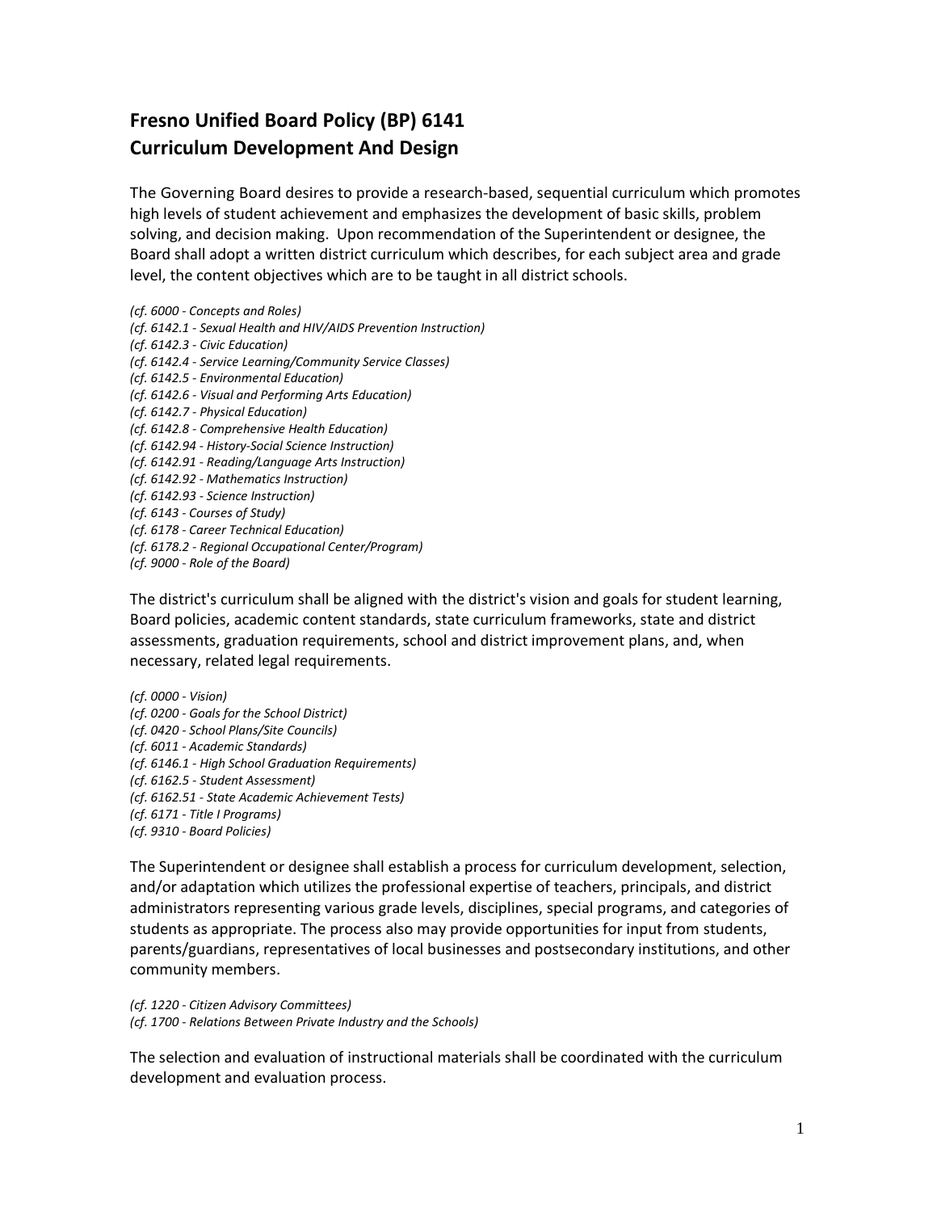# Fresno Unified Board Policy (BP) 6141
# Curriculum Development And Design

The Governing Board desires to provide a research-based, sequential curriculum which promotes high levels of student achievement and emphasizes the development of basic skills, problem solving, and decision making. Upon recommendation of the Superintendent or designee, the Board shall adopt a written district curriculum which describes, for each subject area and grade level, the content objectives which are to be taught in all district schools.

*(cf. 6000 - Concepts and Roles)*
*(cf. 6142.1 - Sexual Health and HIV/AIDS Prevention Instruction)*
*(cf. 6142.3 - Civic Education)*
*(cf. 6142.4 - Service Learning/Community Service Classes)*
*(cf. 6142.5 - Environmental Education)*
*(cf. 6142.6 - Visual and Performing Arts Education)*
*(cf. 6142.7 - Physical Education)*
*(cf. 6142.8 - Comprehensive Health Education)*
*(cf. 6142.94 - History-Social Science Instruction)*
*(cf. 6142.91 - Reading/Language Arts Instruction)*
*(cf. 6142.92 - Mathematics Instruction)*
*(cf. 6142.93 - Science Instruction)*
*(cf. 6143 - Courses of Study)*
*(cf. 6178 - Career Technical Education)*
*(cf. 6178.2 - Regional Occupational Center/Program)*
*(cf. 9000 - Role of the Board)*

The district's curriculum shall be aligned with the district's vision and goals for student learning, Board policies, academic content standards, state curriculum frameworks, state and district assessments, graduation requirements, school and district improvement plans, and, when necessary, related legal requirements.

*(cf. 0000 - Vision)*
*(cf. 0200 - Goals for the School District)*
*(cf. 0420 - School Plans/Site Councils)*
*(cf. 6011 - Academic Standards)*
*(cf. 6146.1 - High School Graduation Requirements)*
*(cf. 6162.5 - Student Assessment)*
*(cf. 6162.51 - State Academic Achievement Tests)*
*(cf. 6171 - Title I Programs)*
*(cf. 9310 - Board Policies)*

The Superintendent or designee shall establish a process for curriculum development, selection, and/or adaptation which utilizes the professional expertise of teachers, principals, and district administrators representing various grade levels, disciplines, special programs, and categories of students as appropriate. The process also may provide opportunities for input from students, parents/guardians, representatives of local businesses and postsecondary institutions, and other community members.

*(cf. 1220 - Citizen Advisory Committees)*
*(cf. 1700 - Relations Between Private Industry and the Schools)*

The selection and evaluation of instructional materials shall be coordinated with the curriculum development and evaluation process.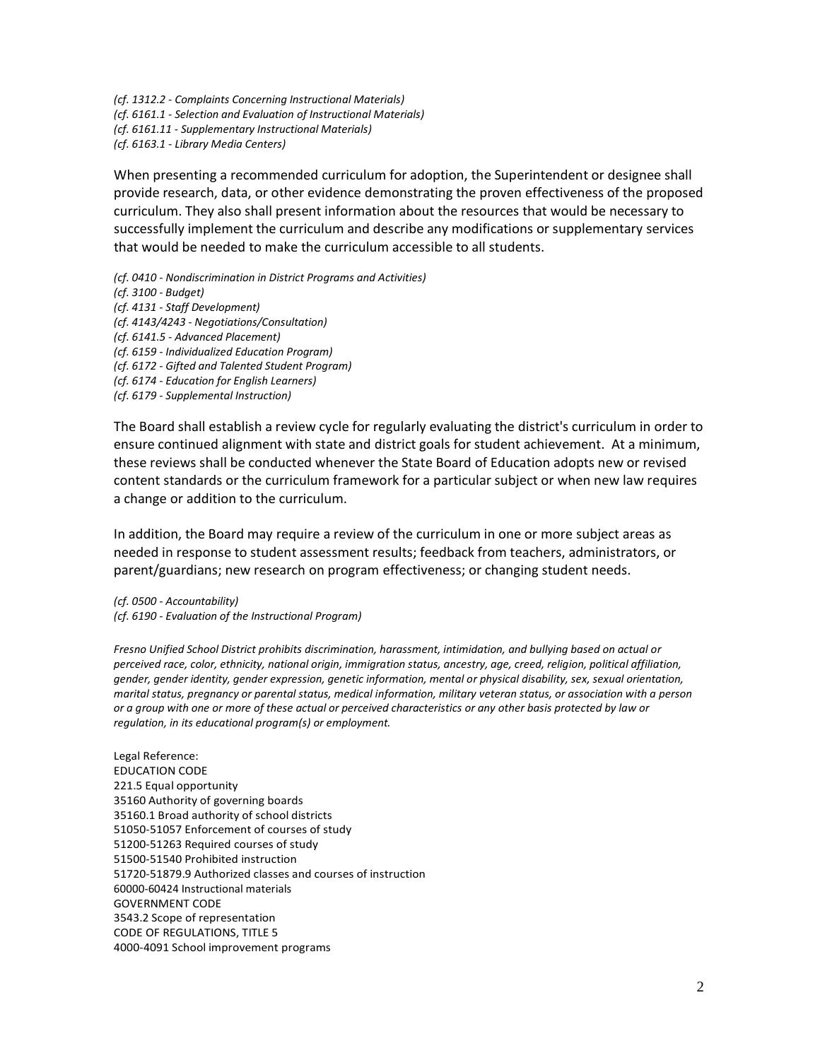*(cf. 1312.2 - Complaints Concerning Instructional Materials)*
*(cf. 6161.1 - Selection and Evaluation of Instructional Materials)*
*(cf. 6161.11 - Supplementary Instructional Materials)*
*(cf. 6163.1 - Library Media Centers)*

When presenting a recommended curriculum for adoption, the Superintendent or designee shall provide research, data, or other evidence demonstrating the proven effectiveness of the proposed curriculum. They also shall present information about the resources that would be necessary to successfully implement the curriculum and describe any modifications or supplementary services that would be needed to make the curriculum accessible to all students.

*(cf. 0410 - Nondiscrimination in District Programs and Activities)*
*(cf. 3100 - Budget)*
*(cf. 4131 - Staff Development)*
*(cf. 4143/4243 - Negotiations/Consultation)*
*(cf. 6141.5 - Advanced Placement)*
*(cf. 6159 - Individualized Education Program)*
*(cf. 6172 - Gifted and Talented Student Program)*
*(cf. 6174 - Education for English Learners)*
*(cf. 6179 - Supplemental Instruction)*

The Board shall establish a review cycle for regularly evaluating the district's curriculum in order to ensure continued alignment with state and district goals for student achievement. At a minimum, these reviews shall be conducted whenever the State Board of Education adopts new or revised content standards or the curriculum framework for a particular subject or when new law requires a change or addition to the curriculum.

In addition, the Board may require a review of the curriculum in one or more subject areas as needed in response to student assessment results; feedback from teachers, administrators, or parent/guardians; new research on program effectiveness; or changing student needs.

*(cf. 0500 - Accountability)*
*(cf. 6190 - Evaluation of the Instructional Program)*

*Fresno Unified School District prohibits discrimination, harassment, intimidation, and bullying based on actual or perceived race, color, ethnicity, national origin, immigration status, ancestry, age, creed, religion, political affiliation, gender, gender identity, gender expression, genetic information, mental or physical disability, sex, sexual orientation, marital status, pregnancy or parental status, medical information, military veteran status, or association with a person or a group with one or more of these actual or perceived characteristics or any other basis protected by law or regulation, in its educational program(s) or employment.*

Legal Reference:
EDUCATION CODE
221.5 Equal opportunity
35160 Authority of governing boards
35160.1 Broad authority of school districts
51050-51057 Enforcement of courses of study
51200-51263 Required courses of study
51500-51540 Prohibited instruction
51720-51879.9 Authorized classes and courses of instruction
60000-60424 Instructional materials
GOVERNMENT CODE
3543.2 Scope of representation
CODE OF REGULATIONS, TITLE 5
4000-4091 School improvement programs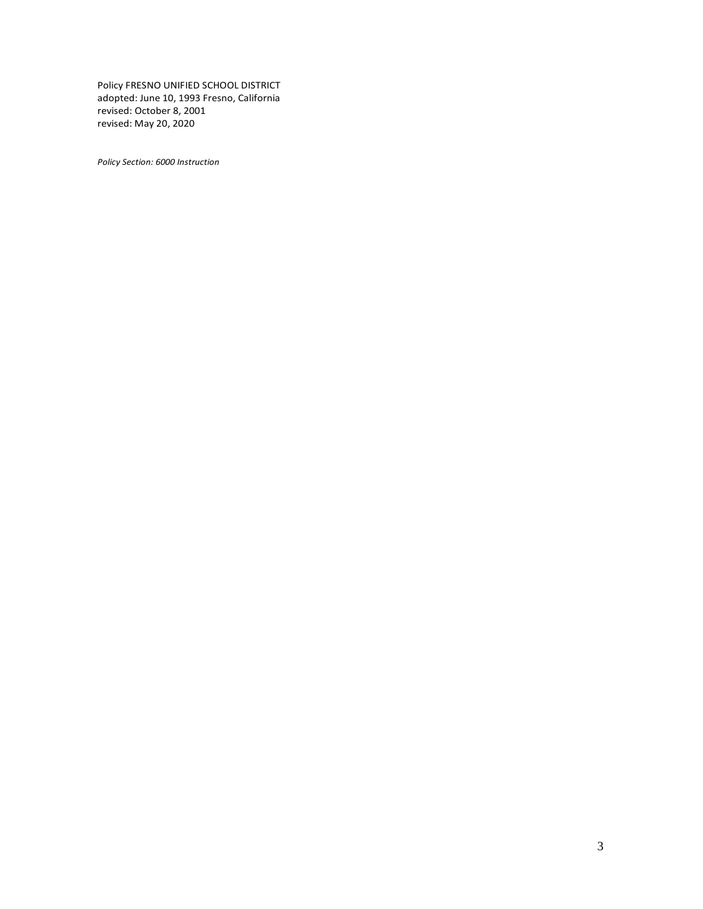Policy FRESNO UNIFIED SCHOOL DISTRICT
adopted: June 10, 1993 Fresno, California
revised: October 8, 2001
revised: May 20, 2020

*Policy Section: 6000 Instruction*